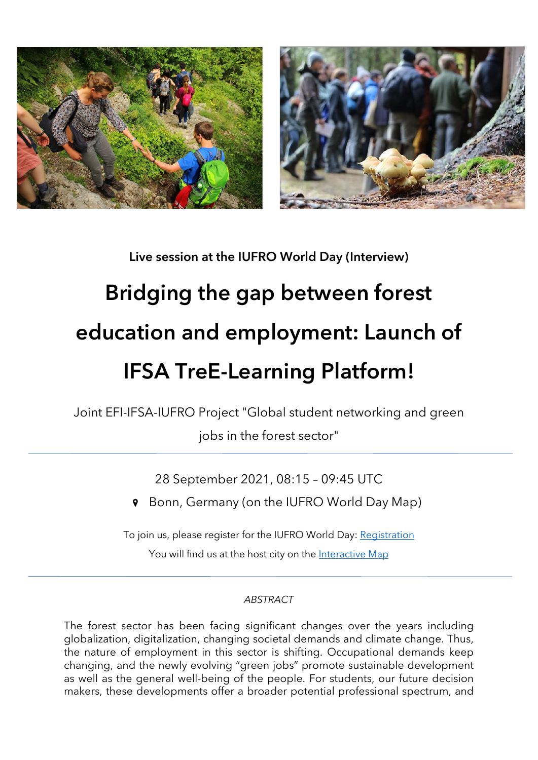Live session at the IUFRO World Day (Interview)

# Bridging the gap between forest education and employment: Launch of IFSA TreE-Learning Platform!

Joint EFI-IFSA-IUFRO Project "Global student networking and green jobs in the forest sector"

---

28 September 2021, 08:15 – 09:45 UTC

Bonn, Germany (on the IUFRO World Day Map)

To join us, please register for the IUFRO World Day: Registration

You will find us at the host city on the Interactive Map

---

*ABSTRACT*

The forest sector has been facing significant changes over the years including globalization, digitalization, changing societal demands and climate change. Thus, the nature of employment in this sector is shifting. Occupational demands keep changing, and the newly evolving "green jobs" promote sustainable development as well as the general well-being of the people. For students, our future decision makers, these developments offer a broader potential professional spectrum, and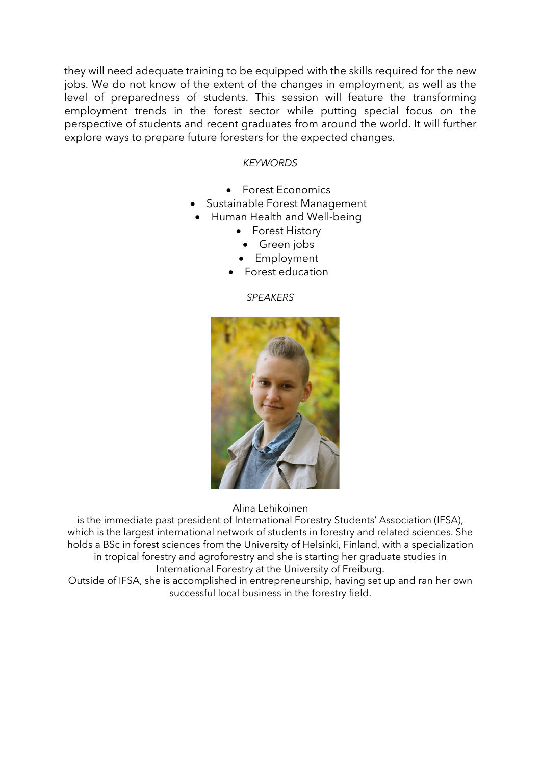they will need adequate training to be equipped with the skills required for the new jobs. We do not know of the extent of the changes in employment, as well as the level of preparedness of students. This session will feature the transforming employment trends in the forest sector while putting special focus on the perspective of students and recent graduates from around the world. It will further explore ways to prepare future foresters for the expected changes.

*KEYWORDS*

- Forest Economics
- Sustainable Forest Management
- Human Health and Well-being
- Forest History
- Green jobs
- Employment
- Forest education

*SPEAKERS*

Alina Lehikoinen
is the immediate past president of International Forestry Students' Association (IFSA), which is the largest international network of students in forestry and related sciences. She holds a BSc in forest sciences from the University of Helsinki, Finland, with a specialization in tropical forestry and agroforestry and she is starting her graduate studies in International Forestry at the University of Freiburg.
Outside of IFSA, she is accomplished in entrepreneurship, having set up and ran her own successful local business in the forestry field.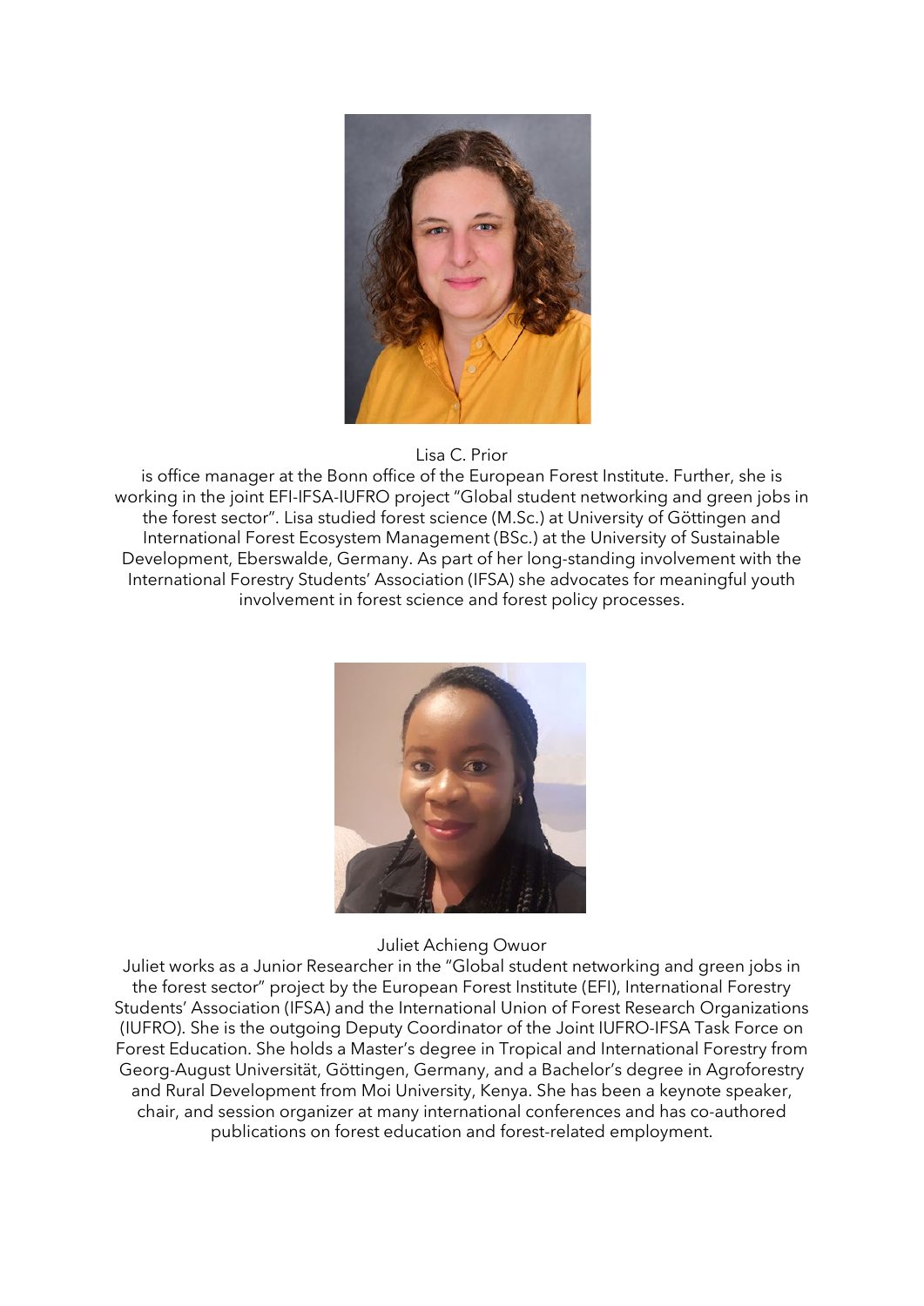Lisa C. Prior

is office manager at the Bonn office of the European Forest Institute. Further, she is working in the joint EFI-IFSA-IUFRO project "Global student networking and green jobs in the forest sector". Lisa studied forest science (M.Sc.) at University of Göttingen and International Forest Ecosystem Management (BSc.) at the University of Sustainable Development, Eberswalde, Germany. As part of her long-standing involvement with the International Forestry Students' Association (IFSA) she advocates for meaningful youth involvement in forest science and forest policy processes.

Juliet Achieng Owuor

Juliet works as a Junior Researcher in the "Global student networking and green jobs in the forest sector" project by the European Forest Institute (EFI), International Forestry Students' Association (IFSA) and the International Union of Forest Research Organizations (IUFRO). She is the outgoing Deputy Coordinator of the Joint IUFRO-IFSA Task Force on Forest Education. She holds a Master's degree in Tropical and International Forestry from Georg-August Universität, Göttingen, Germany, and a Bachelor's degree in Agroforestry and Rural Development from Moi University, Kenya. She has been a keynote speaker, chair, and session organizer at many international conferences and has co-authored publications on forest education and forest-related employment.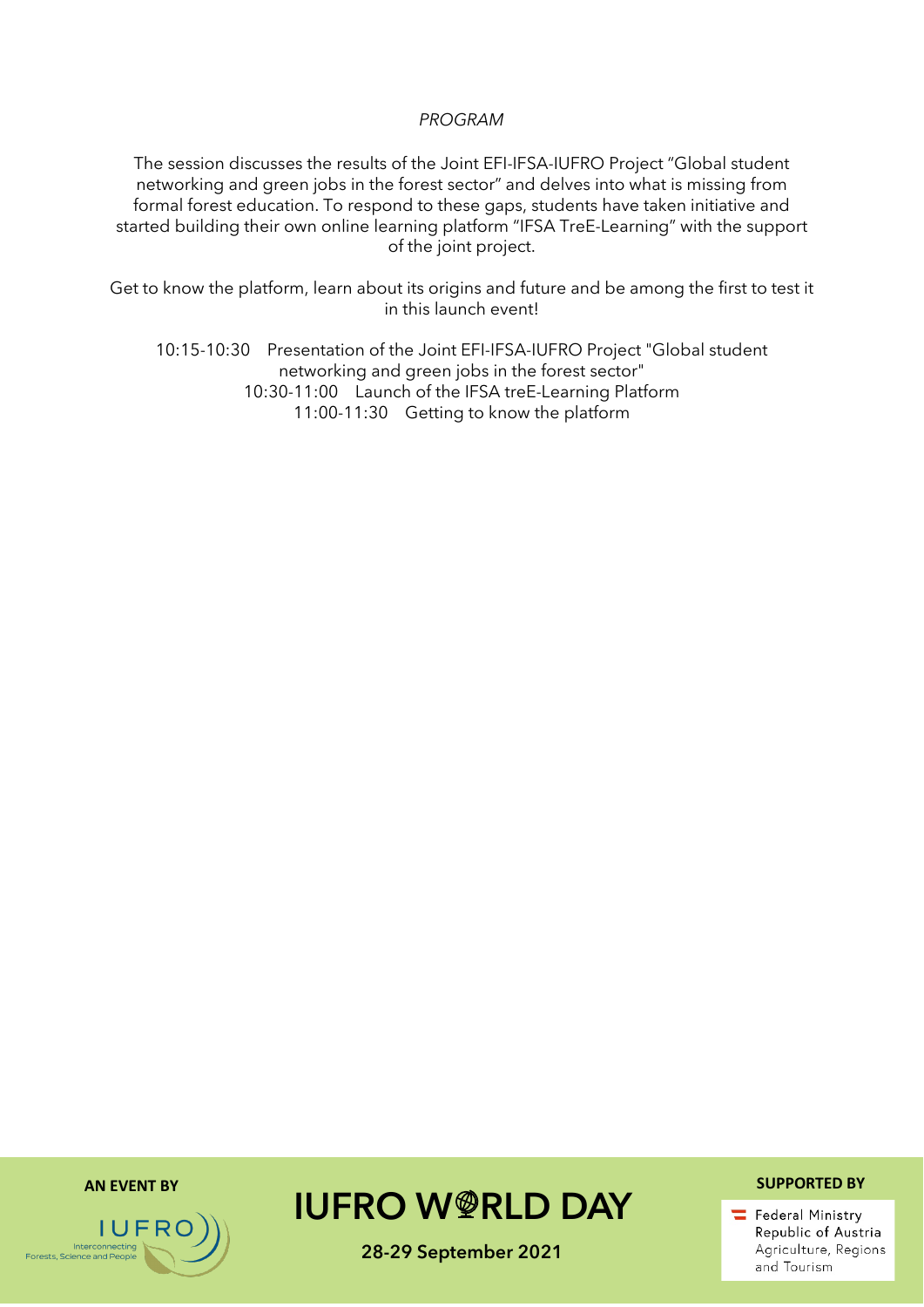*PROGRAM*

The session discusses the results of the Joint EFI-IFSA-IUFRO Project "Global student networking and green jobs in the forest sector" and delves into what is missing from formal forest education. To respond to these gaps, students have taken initiative and started building their own online learning platform "IFSA TreE-Learning" with the support of the joint project.

Get to know the platform, learn about its origins and future and be among the first to test it in this launch event!

10:15-10:30 Presentation of the Joint EFI-IFSA-IUFRO Project "Global student networking and green jobs in the forest sector"
10:30-11:00 Launch of the IFSA treE-Learning Platform
11:00-11:30 Getting to know the platform

**AN EVENT BY**

IUFRO
Interconnecting Forests, Science and People

**IUFRO WORLD DAY**

**28-29 September 2021**

**SUPPORTED BY**

Federal Ministry Republic of Austria Agriculture, Regions and Tourism